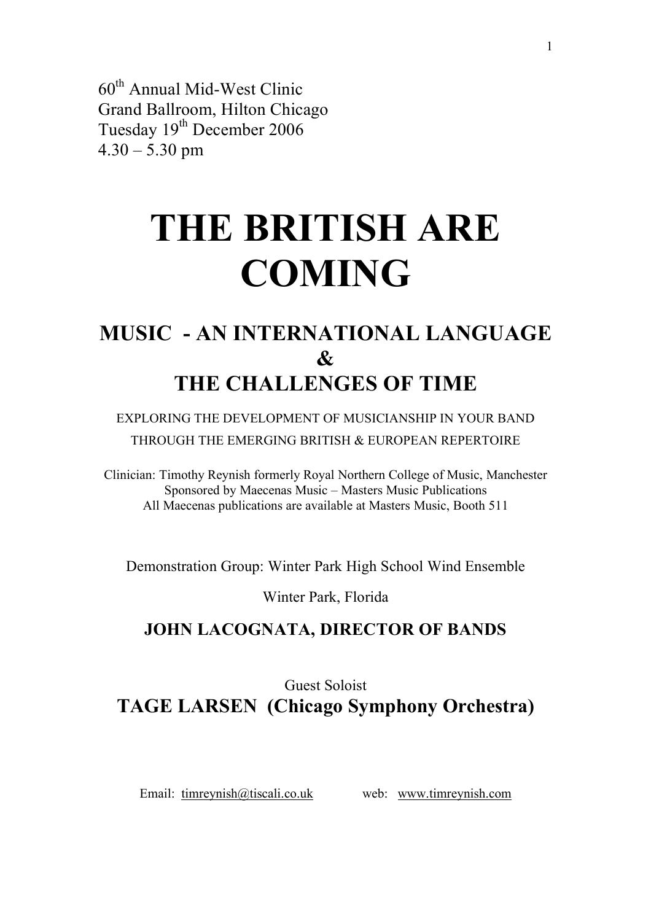60th Annual Mid-West Clinic
Grand Ballroom, Hilton Chicago
Tuesday 19th December 2006
4.30 – 5.30 pm

# THE BRITISH ARE COMING

## MUSIC - AN INTERNATIONAL LANGUAGE & THE CHALLENGES OF TIME

EXPLORING THE DEVELOPMENT OF MUSICIANSHIP IN YOUR BAND THROUGH THE EMERGING BRITISH & EUROPEAN REPERTOIRE

Clinician: Timothy Reynish formerly Royal Northern College of Music, Manchester
Sponsored by Maecenas Music – Masters Music Publications
All Maecenas publications are available at Masters Music, Booth 511

Demonstration Group: Winter Park High School Wind Ensemble

Winter Park, Florida

**JOHN LACOGNATA, DIRECTOR OF BANDS**

Guest Soloist

**TAGE LARSEN (Chicago Symphony Orchestra)**

Email: timreynish@tiscali.co.uk web: www.timreynish.com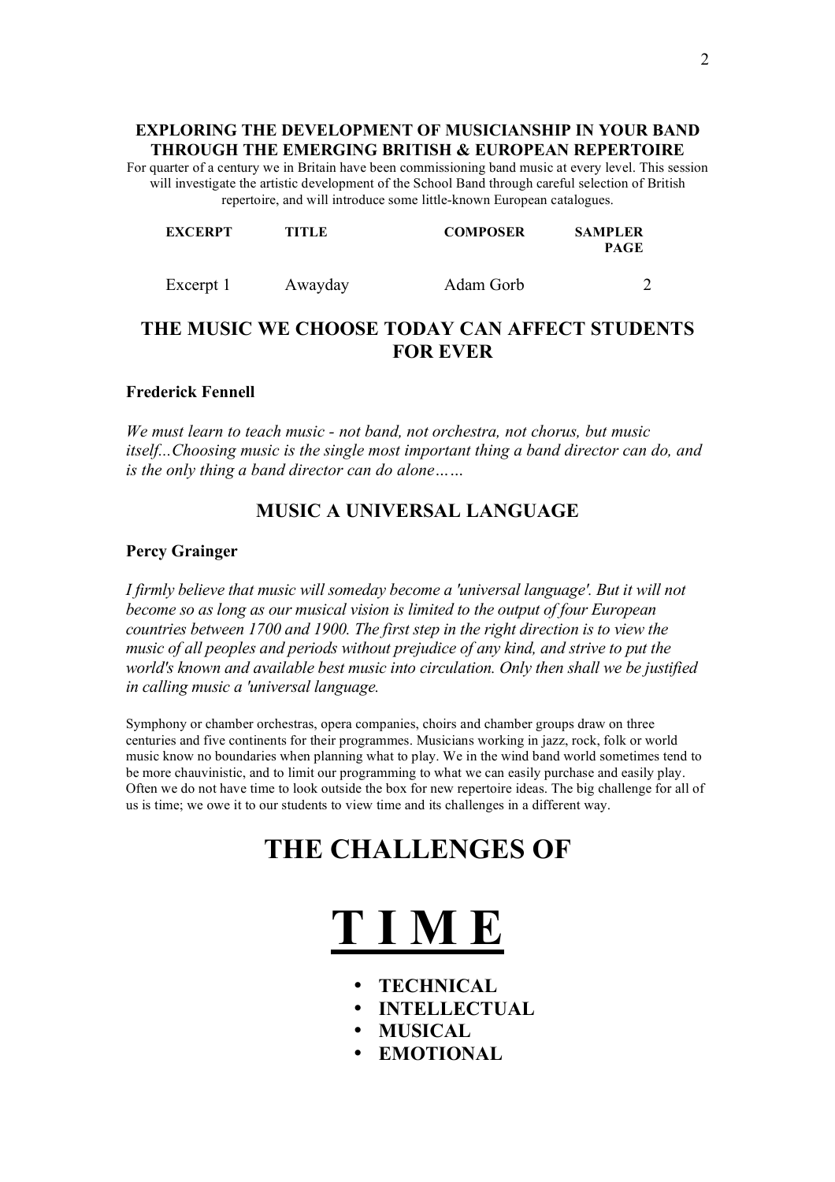**EXPLORING THE DEVELOPMENT OF MUSICIANSHIP IN YOUR BAND THROUGH THE EMERGING BRITISH & EUROPEAN REPERTOIRE**

For quarter of a century we in Britain have been commissioning band music at every level. This session will investigate the artistic development of the School Band through careful selection of British repertoire, and will introduce some little-known European catalogues.

| EXCERPT | TITLE | COMPOSER | SAMPLER PAGE |
| --- | --- | --- | --- |
| Excerpt 1 | Awayday | Adam Gorb | 2 |

## THE MUSIC WE CHOOSE TODAY CAN AFFECT STUDENTS FOR EVER

**Frederick Fennell**

*We must learn to teach music - not band, not orchestra, not chorus, but music itself...Choosing music is the single most important thing a band director can do, and is the only thing a band director can do alone……*

## MUSIC A UNIVERSAL LANGUAGE

**Percy Grainger**

*I firmly believe that music will someday become a 'universal language'. But it will not become so as long as our musical vision is limited to the output of four European countries between 1700 and 1900. The first step in the right direction is to view the music of all peoples and periods without prejudice of any kind, and strive to put the world's known and available best music into circulation. Only then shall we be justified in calling music a 'universal language.*

Symphony or chamber orchestras, opera companies, choirs and chamber groups draw on three centuries and five continents for their programmes. Musicians working in jazz, rock, folk or world music know no boundaries when planning what to play. We in the wind band world sometimes tend to be more chauvinistic, and to limit our programming to what we can easily purchase and easily play. Often we do not have time to look outside the box for new repertoire ideas. The big challenge for all of us is time; we owe it to our students to view time and its challenges in a different way.

# THE CHALLENGES OF

# T I M E

- **TECHNICAL**
- **INTELLECTUAL**
- **MUSICAL**
- **EMOTIONAL**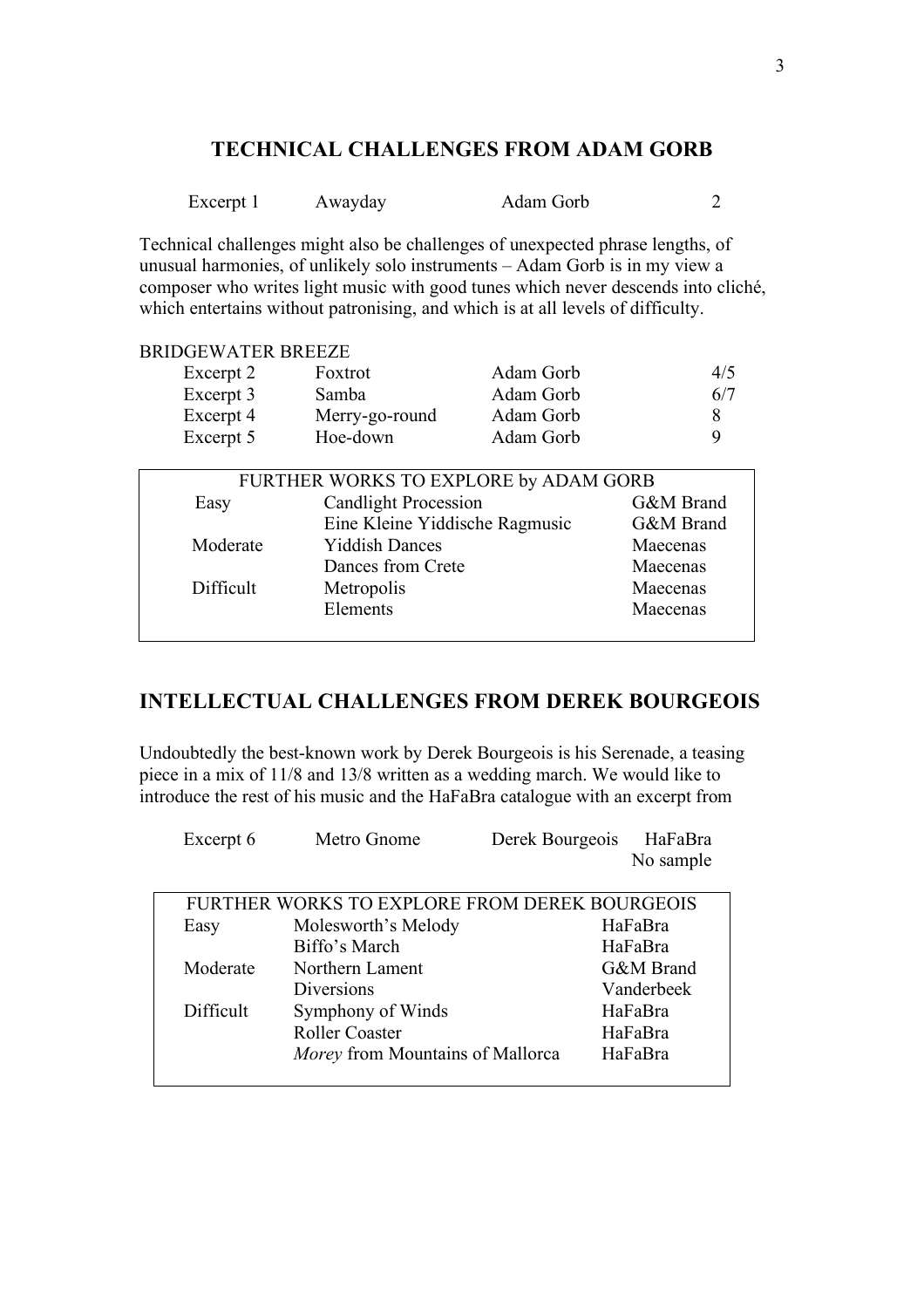## TECHNICAL CHALLENGES FROM ADAM GORB

| Excerpt 1 | Awayday | Adam Gorb | 2 |
|---|---|---|---|

Technical challenges might also be challenges of unexpected phrase lengths, of unusual harmonies, of unlikely solo instruments – Adam Gorb is in my view a composer who writes light music with good tunes which never descends into cliché, which entertains without patronising, and which is at all levels of difficulty.

BRIDGEWATER BREEZE

| | | | |
|---|---|---|---|
| Excerpt 2 | Foxtrot | Adam Gorb | 4/5 |
| Excerpt 3 | Samba | Adam Gorb | 6/7 |
| Excerpt 4 | Merry-go-round | Adam Gorb | 8 |
| Excerpt 5 | Hoe-down | Adam Gorb | 9 |

| FURTHER WORKS TO EXPLORE by ADAM GORB | | |
|---|---|---|
| Easy | Candlight Procession | G&M Brand |
| | Eine Kleine Yiddische Ragmusic | G&M Brand |
| Moderate | Yiddish Dances | Maecenas |
| | Dances from Crete | Maecenas |
| Difficult | Metropolis | Maecenas |
| | Elements | Maecenas |

## INTELLECTUAL CHALLENGES FROM DEREK BOURGEOIS

Undoubtedly the best-known work by Derek Bourgeois is his Serenade, a teasing piece in a mix of 11/8 and 13/8 written as a wedding march. We would like to introduce the rest of his music and the HaFaBra catalogue with an excerpt from

| Excerpt 6 | Metro Gnome | Derek Bourgeois | HaFaBra No sample |
|---|---|---|---|

| FURTHER WORKS TO EXPLORE FROM DEREK BOURGEOIS | | |
|---|---|---|
| Easy | Molesworth's Melody | HaFaBra |
| | Biffo's March | HaFaBra |
| Moderate | Northern Lament | G&M Brand |
| | Diversions | Vanderbeek |
| Difficult | Symphony of Winds | HaFaBra |
| | Roller Coaster | HaFaBra |
| | *Morey* from Mountains of Mallorca | HaFaBra |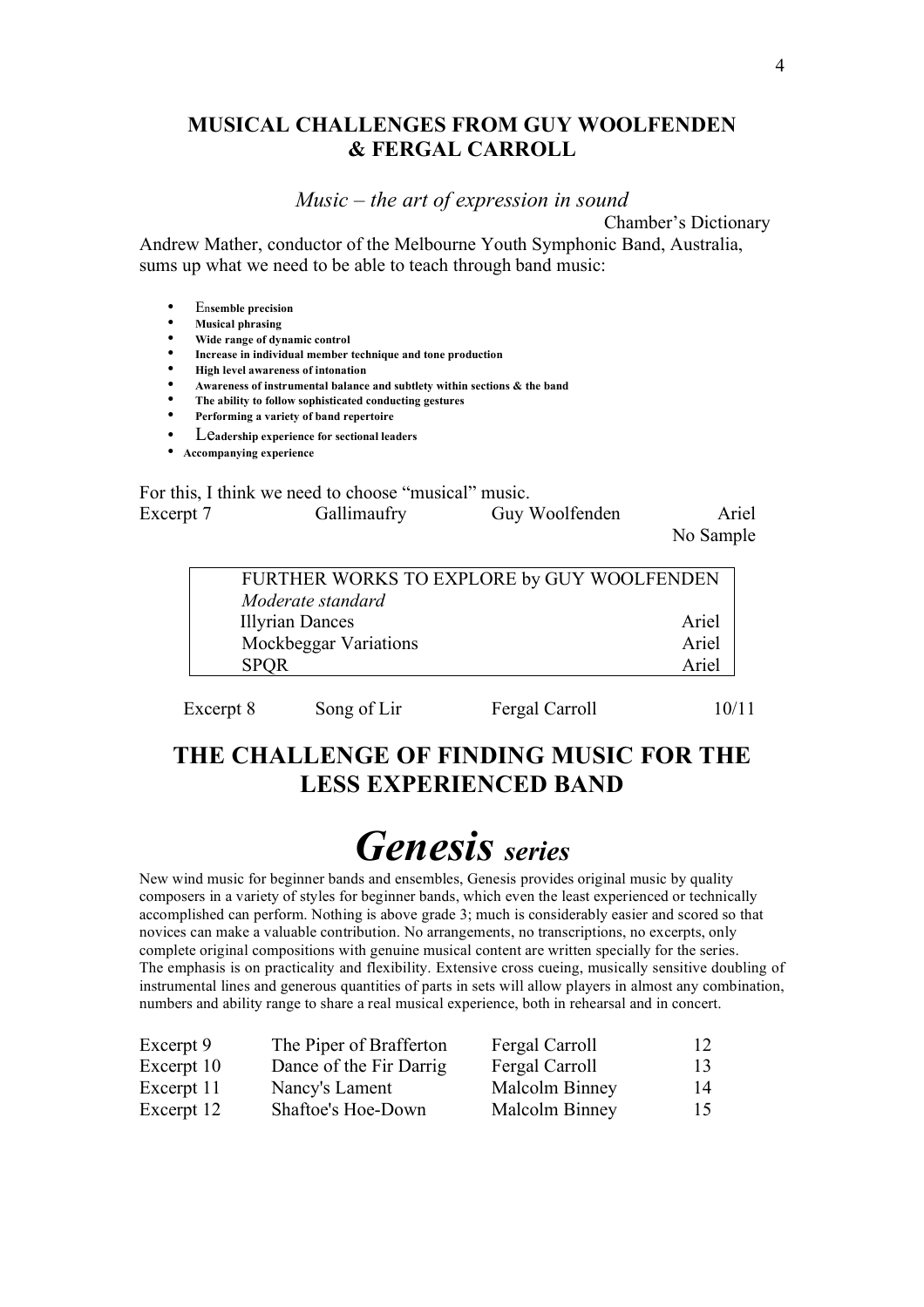## MUSICAL CHALLENGES FROM GUY WOOLFENDEN & FERGAL CARROLL

*Music – the art of expression in sound*

Chamber's Dictionary

Andrew Mather, conductor of the Melbourne Youth Symphonic Band, Australia, sums up what we need to be able to teach through band music:

- **Ensemble precision**
- **Musical phrasing**
- **Wide range of dynamic control**
- **Increase in individual member technique and tone production**
- **High level awareness of intonation**
- **Awareness of instrumental balance and subtlety within sections & the band**
- **The ability to follow sophisticated conducting gestures**
- **Performing a variety of band repertoire**
- **Leadership experience for sectional leaders**
- **Accompanying experience**

For this, I think we need to choose "musical" music.

| | | | |
|---|---|---|---|
| Excerpt 7 | Gallimaufry | Guy Woolfenden | Ariel No Sample |

| FURTHER WORKS TO EXPLORE by GUY WOOLFENDEN | |
|---|---|
| *Moderate standard* | |
| Illyrian Dances | Ariel |
| Mockbeggar Variations | Ariel |
| SPQR | Ariel |

| | | | |
|---|---|---|---|
| Excerpt 8 | Song of Lir | Fergal Carroll | 10/11 |

## THE CHALLENGE OF FINDING MUSIC FOR THE LESS EXPERIENCED BAND

# *Genesis series*

New wind music for beginner bands and ensembles, Genesis provides original music by quality composers in a variety of styles for beginner bands, which even the least experienced or technically accomplished can perform. Nothing is above grade 3; much is considerably easier and scored so that novices can make a valuable contribution. No arrangements, no transcriptions, no excerpts, only complete original compositions with genuine musical content are written specially for the series. The emphasis is on practicality and flexibility. Extensive cross cueing, musically sensitive doubling of instrumental lines and generous quantities of parts in sets will allow players in almost any combination, numbers and ability range to share a real musical experience, both in rehearsal and in concert.

| | | | |
|---|---|---|---|
| Excerpt 9 | The Piper of Brafferton | Fergal Carroll | 12 |
| Excerpt 10 | Dance of the Fir Darrig | Fergal Carroll | 13 |
| Excerpt 11 | Nancy's Lament | Malcolm Binney | 14 |
| Excerpt 12 | Shaftoe's Hoe-Down | Malcolm Binney | 15 |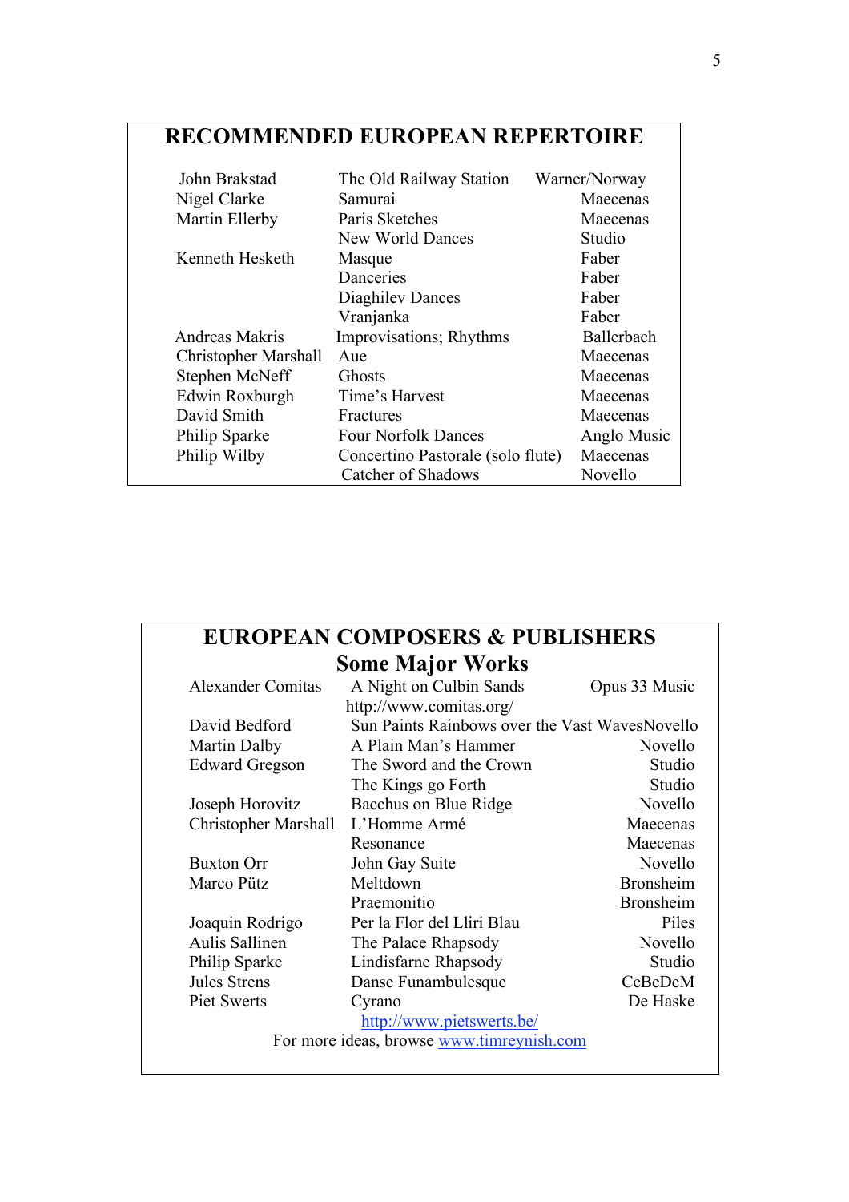## RECOMMENDED EUROPEAN REPERTOIRE

| | | |
|---|---|---|
| John Brakstad | The Old Railway Station | Warner/Norway |
| Nigel Clarke | Samurai | Maecenas |
| Martin Ellerby | Paris Sketches | Maecenas |
| | New World Dances | Studio |
| Kenneth Hesketh | Masque | Faber |
| | Danceries | Faber |
| | Diaghilev Dances | Faber |
| | Vranjanka | Faber |
| Andreas Makris | Improvisations; Rhythms | Ballerbach |
| Christopher Marshall | Aue | Maecenas |
| Stephen McNeff | Ghosts | Maecenas |
| Edwin Roxburgh | Time's Harvest | Maecenas |
| David Smith | Fractures | Maecenas |
| Philip Sparke | Four Norfolk Dances | Anglo Music |
| Philip Wilby | Concertino Pastorale (solo flute) | Maecenas |
| | Catcher of Shadows | Novello |

## EUROPEAN COMPOSERS & PUBLISHERS

### Some Major Works

| | | |
|---|---|---|
| Alexander Comitas | A Night on Culbin Sands | Opus 33 Music |
| | http://www.comitas.org/ | |
| David Bedford | Sun Paints Rainbows over the Vast Waves | Novello |
| Martin Dalby | A Plain Man's Hammer | Novello |
| Edward Gregson | The Sword and the Crown | Studio |
| | The Kings go Forth | Studio |
| Joseph Horovitz | Bacchus on Blue Ridge | Novello |
| Christopher Marshall | L'Homme Armé | Maecenas |
| | Resonance | Maecenas |
| Buxton Orr | John Gay Suite | Novello |
| Marco Pütz | Meltdown | Bronsheim |
| | Praemonitio | Bronsheim |
| Joaquin Rodrigo | Per la Flor del Lliri Blau | Piles |
| Aulis Sallinen | The Palace Rhapsody | Novello |
| Philip Sparke | Lindisfarne Rhapsody | Studio |
| Jules Strens | Danse Funambulesque | CeBeDeM |
| Piet Swerts | Cyrano | De Haske |
| | http://www.pietswerts.be/ | |

For more ideas, browse www.timreynish.com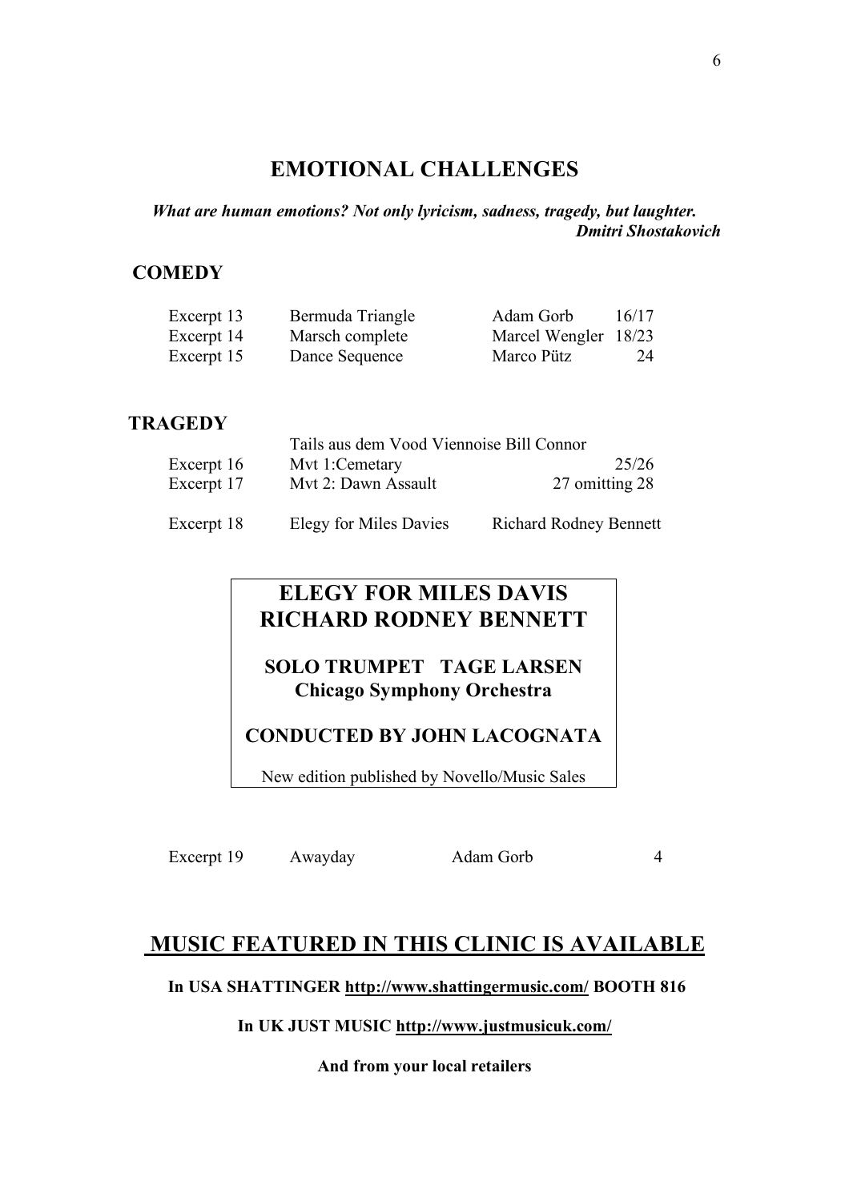## EMOTIONAL CHALLENGES

***What are human emotions? Not only lyricism, sadness, tragedy, but laughter.***
***Dmitri Shostakovich***

### COMEDY

| | | | |
|---|---|---|---|
| Excerpt 13 | Bermuda Triangle | Adam Gorb | 16/17 |
| Excerpt 14 | Marsch complete | Marcel Wengler | 18/23 |
| Excerpt 15 | Dance Sequence | Marco Pütz | 24 |

### TRAGEDY

| | | | |
|---|---|---|---|
| | Tails aus dem Vood Viennoise | Bill Connor | |
| Excerpt 16 | Mvt 1:Cemetary | | 25/26 |
| Excerpt 17 | Mvt 2: Dawn Assault | | 27 omitting 28 |
| Excerpt 18 | Elegy for Miles Davies | Richard Rodney Bennett | |

**ELEGY FOR MILES DAVIS**
**RICHARD RODNEY BENNETT**

**SOLO TRUMPET TAGE LARSEN**
**Chicago Symphony Orchestra**

**CONDUCTED BY JOHN LACOGNATA**

New edition published by Novello/Music Sales

| | | | |
|---|---|---|---|
| Excerpt 19 | Awayday | Adam Gorb | 4 |

## MUSIC FEATURED IN THIS CLINIC IS AVAILABLE

**In USA SHATTINGER http://www.shattingermusic.com/ BOOTH 816**

**In UK JUST MUSIC http://www.justmusicuk.com/**

**And from your local retailers**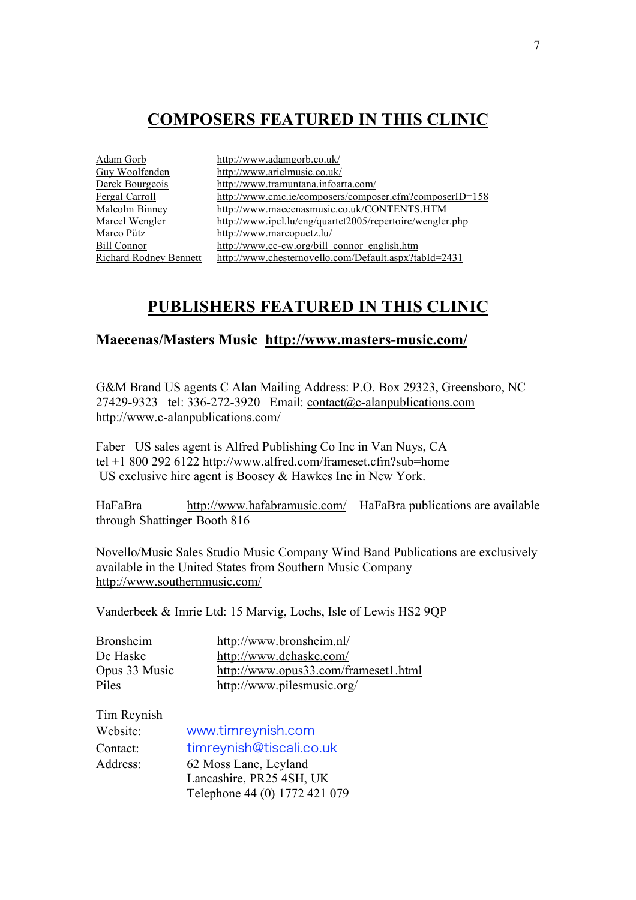## COMPOSERS FEATURED IN THIS CLINIC

| | |
|---|---|
| Adam Gorb | http://www.adamgorb.co.uk/ |
| Guy Woolfenden | http://www.arielmusic.co.uk/ |
| Derek Bourgeois | http://www.tramuntana.infoarta.com/ |
| Fergal Carroll | http://www.cmc.ie/composers/composer.cfm?composerID=158 |
| Malcolm Binney | http://www.maecenasmusic.co.uk/CONTENTS.HTM |
| Marcel Wengler | http://www.ipcl.lu/eng/quartet2005/repertoire/wengler.php |
| Marco Pütz | http://www.marcopuetz.lu/ |
| Bill Connor | http://www.cc-cw.org/bill_connor_english.htm |
| Richard Rodney Bennett | http://www.chesternovello.com/Default.aspx?tabId=2431 |

## PUBLISHERS FEATURED IN THIS CLINIC

### Maecenas/Masters Music http://www.masters-music.com/

G&M Brand US agents C Alan Mailing Address: P.O. Box 29323, Greensboro, NC 27429-9323 tel: 336-272-3920 Email: contact@c-alanpublications.com http://www.c-alanpublications.com/

Faber US sales agent is Alfred Publishing Co Inc in Van Nuys, CA tel +1 800 292 6122 http://www.alfred.com/frameset.cfm?sub=home US exclusive hire agent is Boosey & Hawkes Inc in New York.

HaFaBra http://www.hafabramusic.com/ HaFaBra publications are available through Shattinger Booth 816

Novello/Music Sales Studio Music Company Wind Band Publications are exclusively available in the United States from Southern Music Company http://www.southernmusic.com/

Vanderbeek & Imrie Ltd: 15 Marvig, Lochs, Isle of Lewis HS2 9QP

| | |
|---|---|
| Bronsheim | http://www.bronsheim.nl/ |
| De Haske | http://www.dehaske.com/ |
| Opus 33 Music | http://www.opus33.com/frameset1.html |
| Piles | http://www.pilesmusic.org/ |

Tim Reynish

| | |
|---|---|
| Website: | www.timreynish.com |
| Contact: | timreynish@tiscali.co.uk |
| Address: | 62 Moss Lane, Leyland<br>Lancashire, PR25 4SH, UK<br>Telephone 44 (0) 1772 421 079 |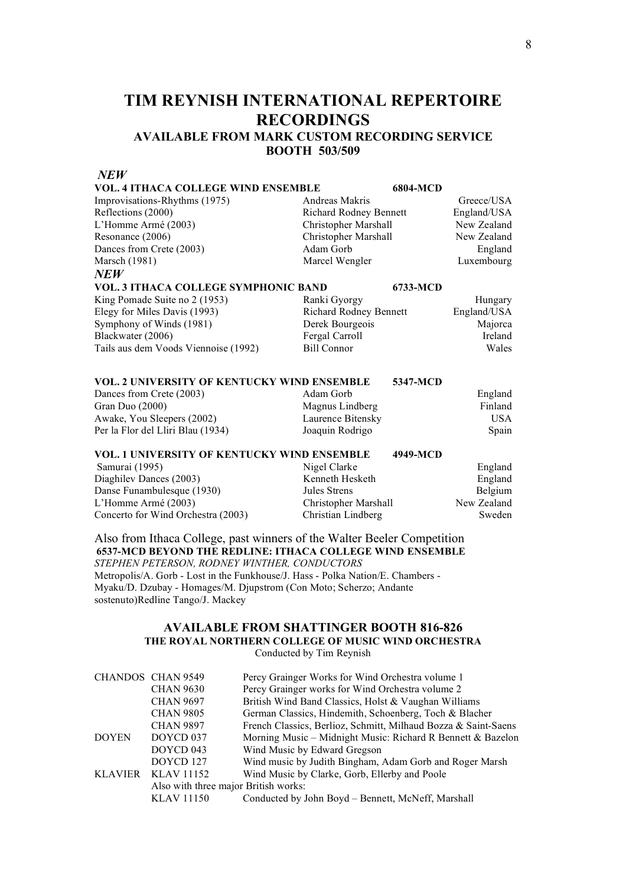# TIM REYNISH INTERNATIONAL REPERTOIRE RECORDINGS

## AVAILABLE FROM MARK CUSTOM RECORDING SERVICE BOOTH 503/509

***NEW***

**VOL. 4 ITHACA COLLEGE WIND ENSEMBLE — 6804-MCD**

| | | |
|---|---|---|
| Improvisations-Rhythms (1975) | Andreas Makris | Greece/USA |
| Reflections (2000) | Richard Rodney Bennett | England/USA |
| L'Homme Armé (2003) | Christopher Marshall | New Zealand |
| Resonance (2006) | Christopher Marshall | New Zealand |
| Dances from Crete (2003) | Adam Gorb | England |
| Marsch (1981) | Marcel Wengler | Luxembourg |

***NEW***

**VOL. 3 ITHACA COLLEGE SYMPHONIC BAND — 6733-MCD**

| | | |
|---|---|---|
| King Pomade Suite no 2 (1953) | Ranki Gyorgy | Hungary |
| Elegy for Miles Davis (1993) | Richard Rodney Bennett | England/USA |
| Symphony of Winds (1981) | Derek Bourgeois | Majorca |
| Blackwater (2006) | Fergal Carroll | Ireland |
| Tails aus dem Voods Viennoise (1992) | Bill Connor | Wales |

**VOL. 2 UNIVERSITY OF KENTUCKY WIND ENSEMBLE — 5347-MCD**

| | | |
|---|---|---|
| Dances from Crete (2003) | Adam Gorb | England |
| Gran Duo (2000) | Magnus Lindberg | Finland |
| Awake, You Sleepers (2002) | Laurence Bitensky | USA |
| Per la Flor del Lliri Blau (1934) | Joaquin Rodrigo | Spain |

**VOL. 1 UNIVERSITY OF KENTUCKY WIND ENSEMBLE — 4949-MCD**

| | | |
|---|---|---|
| Samurai (1995) | Nigel Clarke | England |
| Diaghilev Dances (2003) | Kenneth Hesketh | England |
| Danse Funambulesque (1930) | Jules Strens | Belgium |
| L'Homme Armé (2003) | Christopher Marshall | New Zealand |
| Concerto for Wind Orchestra (2003) | Christian Lindberg | Sweden |

Also from Ithaca College, past winners of the Walter Beeler Competition

**6537-MCD BEYOND THE REDLINE: ITHACA COLLEGE WIND ENSEMBLE**

*STEPHEN PETERSON, RODNEY WINTHER, CONDUCTORS*

Metropolis/A. Gorb - Lost in the Funkhouse/J. Hass - Polka Nation/E. Chambers - Myaku/D. Dzubay - Homages/M. Djupstrom (Con Moto; Scherzo; Andante sostenuto)Redline Tango/J. Mackey

## AVAILABLE FROM SHATTINGER BOOTH 816-826

**THE ROYAL NORTHERN COLLEGE OF MUSIC WIND ORCHESTRA**

Conducted by Tim Reynish

| | | |
|---|---|---|
| CHANDOS | CHAN 9549 | Percy Grainger Works for Wind Orchestra volume 1 |
| | CHAN 9630 | Percy Grainger works for Wind Orchestra volume 2 |
| | CHAN 9697 | British Wind Band Classics, Holst & Vaughan Williams |
| | CHAN 9805 | German Classics, Hindemith, Schoenberg, Toch & Blacher |
| | CHAN 9897 | French Classics, Berlioz, Schmitt, Milhaud Bozza & Saint-Saens |
| DOYEN | DOYCD 037 | Morning Music – Midnight Music: Richard R Bennett & Bazelon |
| | DOYCD 043 | Wind Music by Edward Gregson |
| | DOYCD 127 | Wind music by Judith Bingham, Adam Gorb and Roger Marsh |
| KLAVIER | KLAV 11152 | Wind Music by Clarke, Gorb, Ellerby and Poole |
| | Also with three major British works: | |
| | KLAV 11150 | Conducted by John Boyd – Bennett, McNeff, Marshall |